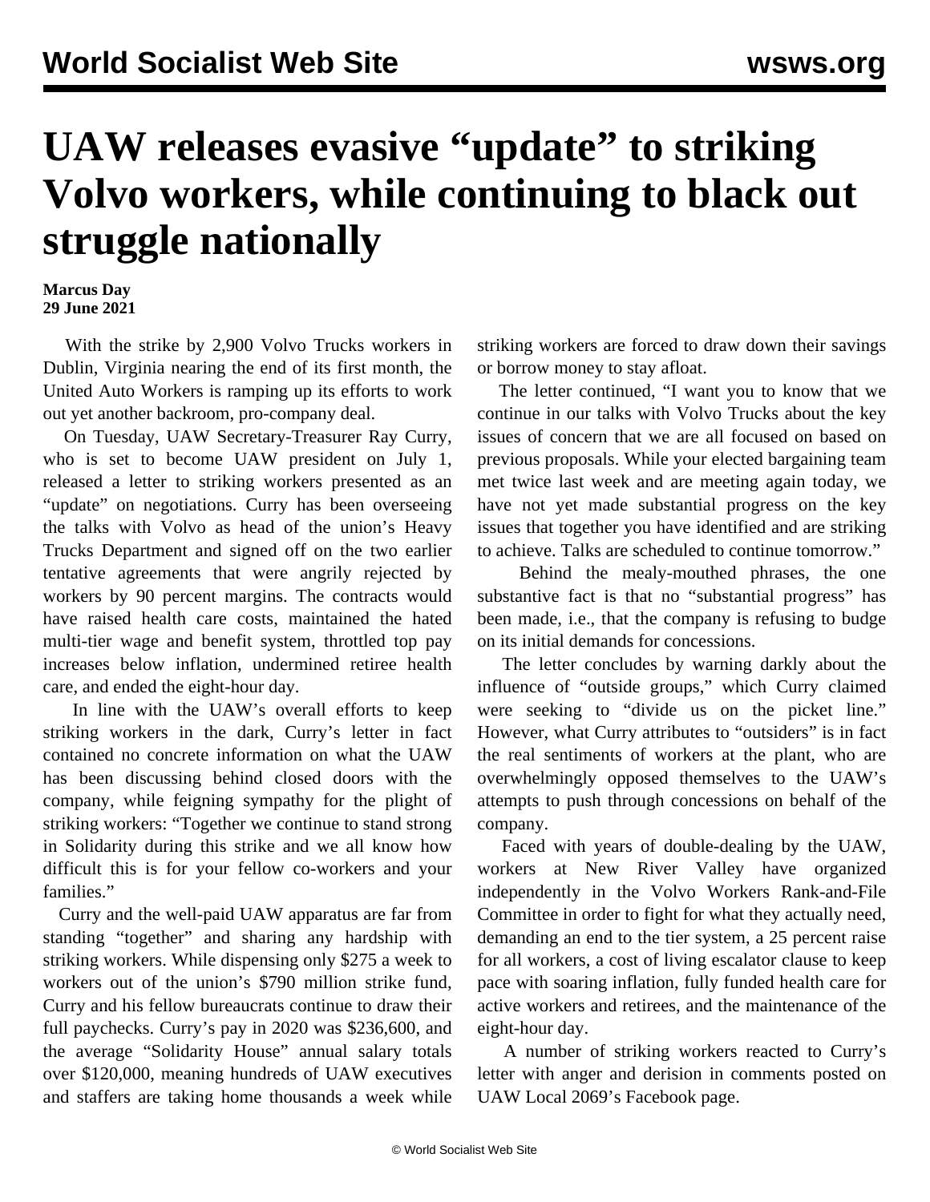# UAW releases evasive "update" to striking Volvo workers, while continuing to black out struggle nationally

**Marcus Day**
**29 June 2021**

With the strike by 2,900 Volvo Trucks workers in Dublin, Virginia nearing the end of its first month, the United Auto Workers is ramping up its efforts to work out yet another backroom, pro-company deal.

On Tuesday, UAW Secretary-Treasurer Ray Curry, who is set to become UAW president on July 1, released a letter to striking workers presented as an "update" on negotiations. Curry has been overseeing the talks with Volvo as head of the union's Heavy Trucks Department and signed off on the two earlier tentative agreements that were angrily rejected by workers by 90 percent margins. The contracts would have raised health care costs, maintained the hated multi-tier wage and benefit system, throttled top pay increases below inflation, undermined retiree health care, and ended the eight-hour day.

In line with the UAW's overall efforts to keep striking workers in the dark, Curry's letter in fact contained no concrete information on what the UAW has been discussing behind closed doors with the company, while feigning sympathy for the plight of striking workers: "Together we continue to stand strong in Solidarity during this strike and we all know how difficult this is for your fellow co-workers and your families."

Curry and the well-paid UAW apparatus are far from standing "together" and sharing any hardship with striking workers. While dispensing only $275 a week to workers out of the union's $790 million strike fund, Curry and his fellow bureaucrats continue to draw their full paychecks. Curry's pay in 2020 was $236,600, and the average "Solidarity House" annual salary totals over $120,000, meaning hundreds of UAW executives and staffers are taking home thousands a week while striking workers are forced to draw down their savings or borrow money to stay afloat.

The letter continued, "I want you to know that we continue in our talks with Volvo Trucks about the key issues of concern that we are all focused on based on previous proposals. While your elected bargaining team met twice last week and are meeting again today, we have not yet made substantial progress on the key issues that together you have identified and are striking to achieve. Talks are scheduled to continue tomorrow."

Behind the mealy-mouthed phrases, the one substantive fact is that no "substantial progress" has been made, i.e., that the company is refusing to budge on its initial demands for concessions.

The letter concludes by warning darkly about the influence of "outside groups," which Curry claimed were seeking to "divide us on the picket line." However, what Curry attributes to "outsiders" is in fact the real sentiments of workers at the plant, who are overwhelmingly opposed themselves to the UAW's attempts to push through concessions on behalf of the company.

Faced with years of double-dealing by the UAW, workers at New River Valley have organized independently in the Volvo Workers Rank-and-File Committee in order to fight for what they actually need, demanding an end to the tier system, a 25 percent raise for all workers, a cost of living escalator clause to keep pace with soaring inflation, fully funded health care for active workers and retirees, and the maintenance of the eight-hour day.

A number of striking workers reacted to Curry's letter with anger and derision in comments posted on UAW Local 2069's Facebook page.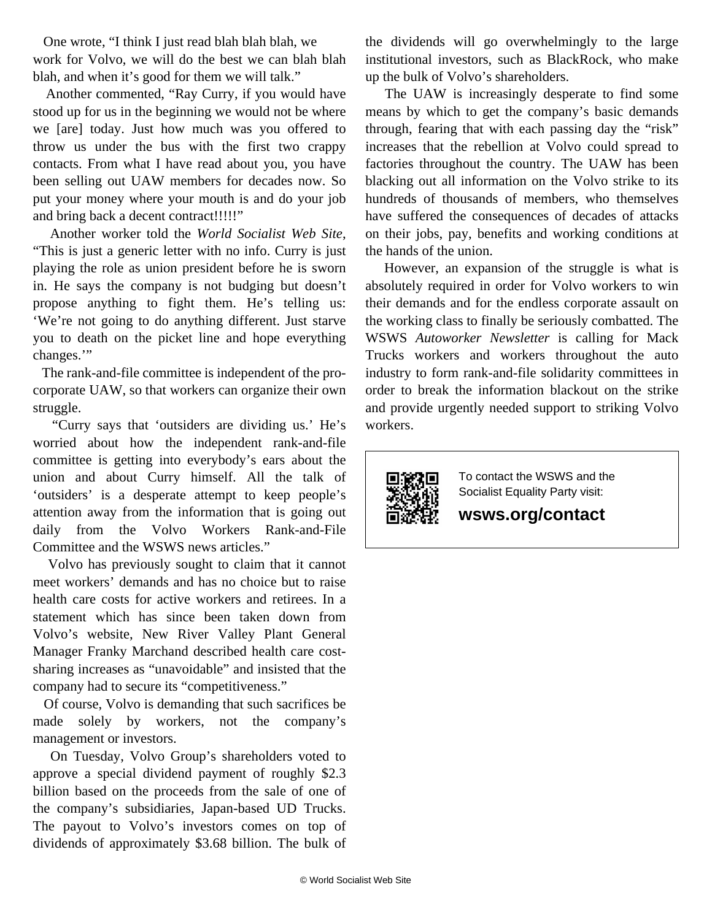One wrote, "I think I just read blah blah blah, we work for Volvo, we will do the best we can blah blah blah, and when it's good for them we will talk."

Another commented, "Ray Curry, if you would have stood up for us in the beginning we would not be where we [are] today. Just how much was you offered to throw us under the bus with the first two crappy contacts. From what I have read about you, you have been selling out UAW members for decades now. So put your money where your mouth is and do your job and bring back a decent contract!!!!!"

Another worker told the *World Socialist Web Site*, "This is just a generic letter with no info. Curry is just playing the role as union president before he is sworn in. He says the company is not budging but doesn't propose anything to fight them. He's telling us: 'We're not going to do anything different. Just starve you to death on the picket line and hope everything changes.'"

The rank-and-file committee is independent of the pro-corporate UAW, so that workers can organize their own struggle.

"Curry says that 'outsiders are dividing us.' He's worried about how the independent rank-and-file committee is getting into everybody's ears about the union and about Curry himself. All the talk of 'outsiders' is a desperate attempt to keep people's attention away from the information that is going out daily from the Volvo Workers Rank-and-File Committee and the WSWS news articles."

Volvo has previously sought to claim that it cannot meet workers' demands and has no choice but to raise health care costs for active workers and retirees. In a statement which has since been taken down from Volvo's website, New River Valley Plant General Manager Franky Marchand described health care cost-sharing increases as "unavoidable" and insisted that the company had to secure its "competitiveness."

Of course, Volvo is demanding that such sacrifices be made solely by workers, not the company's management or investors.

On Tuesday, Volvo Group's shareholders voted to approve a special dividend payment of roughly $2.3 billion based on the proceeds from the sale of one of the company's subsidiaries, Japan-based UD Trucks. The payout to Volvo's investors comes on top of dividends of approximately $3.68 billion. The bulk of the dividends will go overwhelmingly to the large institutional investors, such as BlackRock, who make up the bulk of Volvo's shareholders.

The UAW is increasingly desperate to find some means by which to get the company's basic demands through, fearing that with each passing day the "risk" increases that the rebellion at Volvo could spread to factories throughout the country. The UAW has been blacking out all information on the Volvo strike to its hundreds of thousands of members, who themselves have suffered the consequences of decades of attacks on their jobs, pay, benefits and working conditions at the hands of the union.

However, an expansion of the struggle is what is absolutely required in order for Volvo workers to win their demands and for the endless corporate assault on the working class to finally be seriously combatted. The WSWS *Autoworker Newsletter* is calling for Mack Trucks workers and workers throughout the auto industry to form rank-and-file solidarity committees in order to break the information blackout on the strike and provide urgently needed support to striking Volvo workers.

To contact the WSWS and the Socialist Equality Party visit:

**wsws.org/contact**